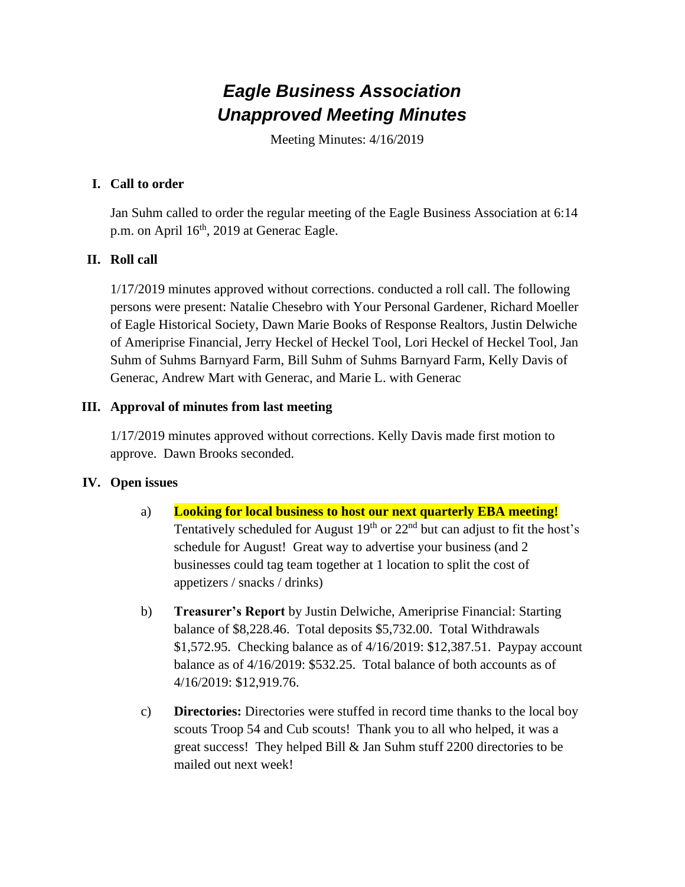# *Eagle Business Association*
# *Unapproved Meeting Minutes*

Meeting Minutes: 4/16/2019

## I. Call to order

Jan Suhm called to order the regular meeting of the Eagle Business Association at 6:14 p.m. on April 16th, 2019 at Generac Eagle.

## II. Roll call

1/17/2019 minutes approved without corrections. conducted a roll call. The following persons were present: Natalie Chesebro with Your Personal Gardener, Richard Moeller of Eagle Historical Society, Dawn Marie Books of Response Realtors, Justin Delwiche of Ameriprise Financial, Jerry Heckel of Heckel Tool, Lori Heckel of Heckel Tool, Jan Suhm of Suhms Barnyard Farm, Bill Suhm of Suhms Barnyard Farm, Kelly Davis of Generac, Andrew Mart with Generac, and Marie L. with Generac

## III. Approval of minutes from last meeting

1/17/2019 minutes approved without corrections. Kelly Davis made first motion to approve. Dawn Brooks seconded.

## IV. Open issues

a) **Looking for local business to host our next quarterly EBA meeting!** Tentatively scheduled for August 19th or 22nd but can adjust to fit the host's schedule for August! Great way to advertise your business (and 2 businesses could tag team together at 1 location to split the cost of appetizers / snacks / drinks)

b) **Treasurer's Report** by Justin Delwiche, Ameriprise Financial: Starting balance of $8,228.46. Total deposits $5,732.00. Total Withdrawals $1,572.95. Checking balance as of 4/16/2019: $12,387.51. Paypay account balance as of 4/16/2019: $532.25. Total balance of both accounts as of 4/16/2019: $12,919.76.

c) **Directories:** Directories were stuffed in record time thanks to the local boy scouts Troop 54 and Cub scouts! Thank you to all who helped, it was a great success! They helped Bill & Jan Suhm stuff 2200 directories to be mailed out next week!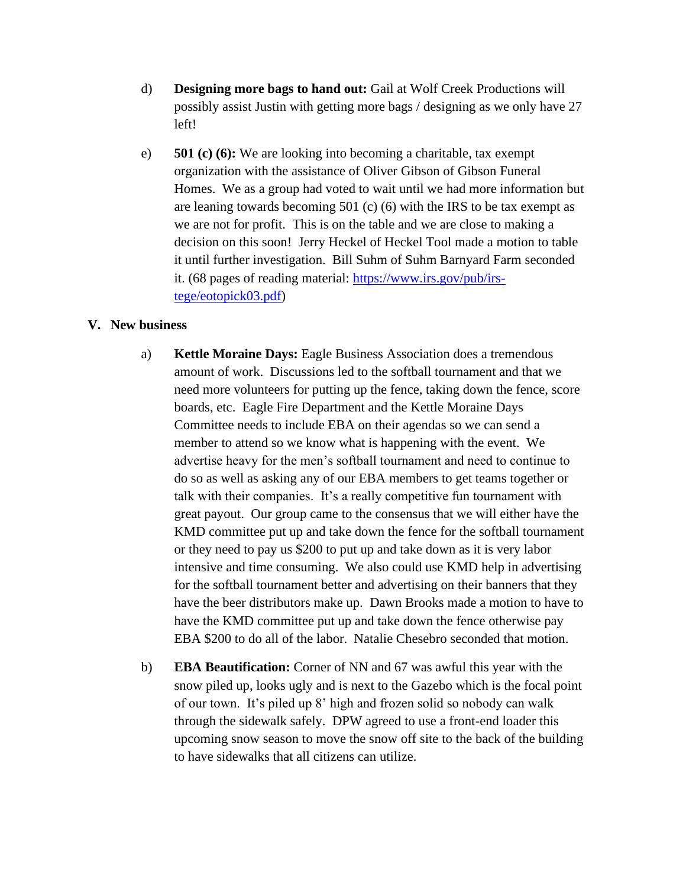d) **Designing more bags to hand out:** Gail at Wolf Creek Productions will possibly assist Justin with getting more bags / designing as we only have 27 left!

e) **501 (c) (6):** We are looking into becoming a charitable, tax exempt organization with the assistance of Oliver Gibson of Gibson Funeral Homes. We as a group had voted to wait until we had more information but are leaning towards becoming 501 (c) (6) with the IRS to be tax exempt as we are not for profit. This is on the table and we are close to making a decision on this soon! Jerry Heckel of Heckel Tool made a motion to table it until further investigation. Bill Suhm of Suhm Barnyard Farm seconded it. (68 pages of reading material: [https://www.irs.gov/pub/irs-tege/eotopick03.pdf](https://www.irs.gov/pub/irs-tege/eotopick03.pdf))

## V. New business

a) **Kettle Moraine Days:** Eagle Business Association does a tremendous amount of work. Discussions led to the softball tournament and that we need more volunteers for putting up the fence, taking down the fence, score boards, etc. Eagle Fire Department and the Kettle Moraine Days Committee needs to include EBA on their agendas so we can send a member to attend so we know what is happening with the event. We advertise heavy for the men's softball tournament and need to continue to do so as well as asking any of our EBA members to get teams together or talk with their companies. It's a really competitive fun tournament with great payout. Our group came to the consensus that we will either have the KMD committee put up and take down the fence for the softball tournament or they need to pay us $200 to put up and take down as it is very labor intensive and time consuming. We also could use KMD help in advertising for the softball tournament better and advertising on their banners that they have the beer distributors make up. Dawn Brooks made a motion to have to have the KMD committee put up and take down the fence otherwise pay EBA $200 to do all of the labor. Natalie Chesebro seconded that motion.

b) **EBA Beautification:** Corner of NN and 67 was awful this year with the snow piled up, looks ugly and is next to the Gazebo which is the focal point of our town. It's piled up 8' high and frozen solid so nobody can walk through the sidewalk safely. DPW agreed to use a front-end loader this upcoming snow season to move the snow off site to the back of the building to have sidewalks that all citizens can utilize.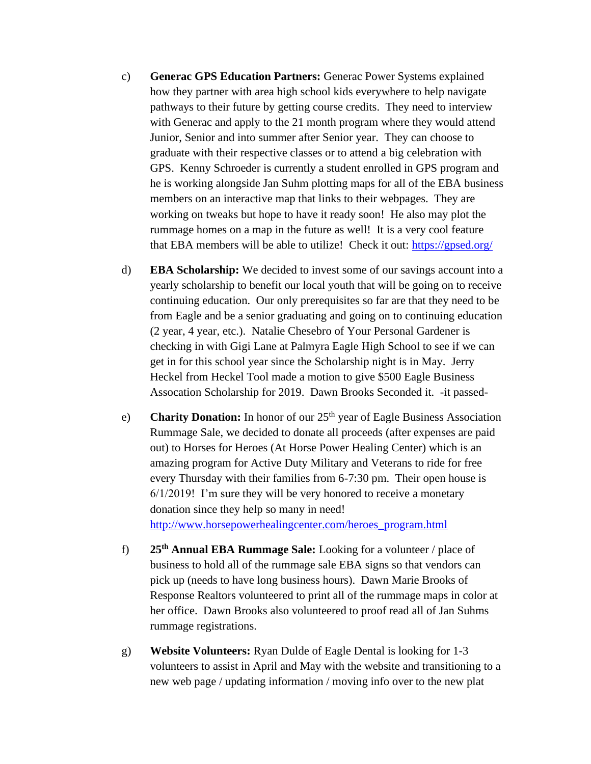c) **Generac GPS Education Partners:** Generac Power Systems explained how they partner with area high school kids everywhere to help navigate pathways to their future by getting course credits. They need to interview with Generac and apply to the 21 month program where they would attend Junior, Senior and into summer after Senior year. They can choose to graduate with their respective classes or to attend a big celebration with GPS. Kenny Schroeder is currently a student enrolled in GPS program and he is working alongside Jan Suhm plotting maps for all of the EBA business members on an interactive map that links to their webpages. They are working on tweaks but hope to have it ready soon! He also may plot the rummage homes on a map in the future as well! It is a very cool feature that EBA members will be able to utilize! Check it out: https://gpsed.org/

d) **EBA Scholarship:** We decided to invest some of our savings account into a yearly scholarship to benefit our local youth that will be going on to receive continuing education. Our only prerequisites so far are that they need to be from Eagle and be a senior graduating and going on to continuing education (2 year, 4 year, etc.). Natalie Chesebro of Your Personal Gardener is checking in with Gigi Lane at Palmyra Eagle High School to see if we can get in for this school year since the Scholarship night is in May. Jerry Heckel from Heckel Tool made a motion to give $500 Eagle Business Assocation Scholarship for 2019. Dawn Brooks Seconded it. -it passed-

e) **Charity Donation:** In honor of our 25th year of Eagle Business Association Rummage Sale, we decided to donate all proceeds (after expenses are paid out) to Horses for Heroes (At Horse Power Healing Center) which is an amazing program for Active Duty Military and Veterans to ride for free every Thursday with their families from 6-7:30 pm. Their open house is 6/1/2019! I'm sure they will be very honored to receive a monetary donation since they help so many in need! http://www.horsepowerhealingcenter.com/heroes_program.html

f) **25th Annual EBA Rummage Sale:** Looking for a volunteer / place of business to hold all of the rummage sale EBA signs so that vendors can pick up (needs to have long business hours). Dawn Marie Brooks of Response Realtors volunteered to print all of the rummage maps in color at her office. Dawn Brooks also volunteered to proof read all of Jan Suhms rummage registrations.

g) **Website Volunteers:** Ryan Dulde of Eagle Dental is looking for 1-3 volunteers to assist in April and May with the website and transitioning to a new web page / updating information / moving info over to the new plat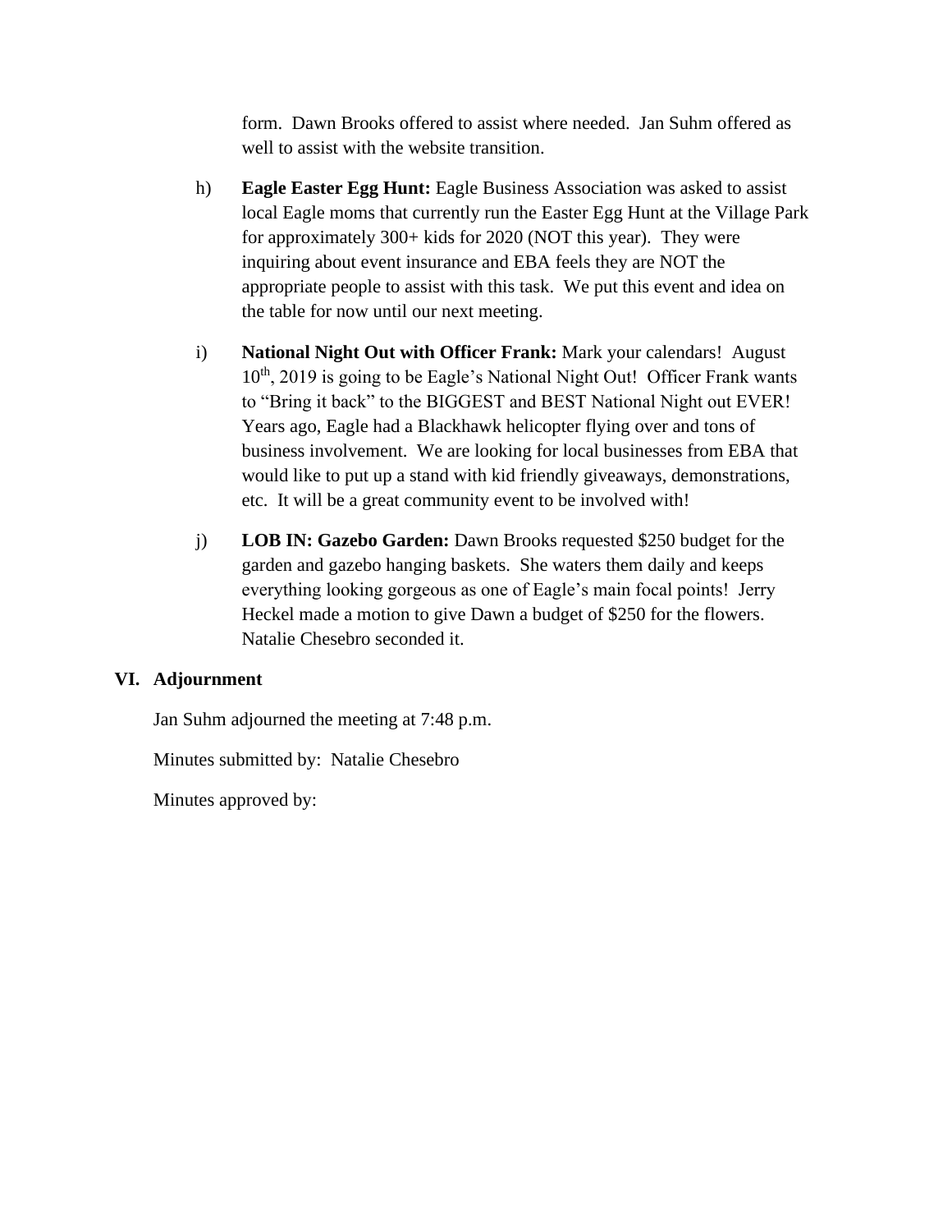form. Dawn Brooks offered to assist where needed. Jan Suhm offered as well to assist with the website transition.

h) **Eagle Easter Egg Hunt:** Eagle Business Association was asked to assist local Eagle moms that currently run the Easter Egg Hunt at the Village Park for approximately 300+ kids for 2020 (NOT this year). They were inquiring about event insurance and EBA feels they are NOT the appropriate people to assist with this task. We put this event and idea on the table for now until our next meeting.

i) **National Night Out with Officer Frank:** Mark your calendars! August 10th, 2019 is going to be Eagle's National Night Out! Officer Frank wants to "Bring it back" to the BIGGEST and BEST National Night out EVER! Years ago, Eagle had a Blackhawk helicopter flying over and tons of business involvement. We are looking for local businesses from EBA that would like to put up a stand with kid friendly giveaways, demonstrations, etc. It will be a great community event to be involved with!

j) **LOB IN: Gazebo Garden:** Dawn Brooks requested $250 budget for the garden and gazebo hanging baskets. She waters them daily and keeps everything looking gorgeous as one of Eagle's main focal points! Jerry Heckel made a motion to give Dawn a budget of $250 for the flowers. Natalie Chesebro seconded it.

## VI. Adjournment

Jan Suhm adjourned the meeting at 7:48 p.m.

Minutes submitted by: Natalie Chesebro

Minutes approved by: